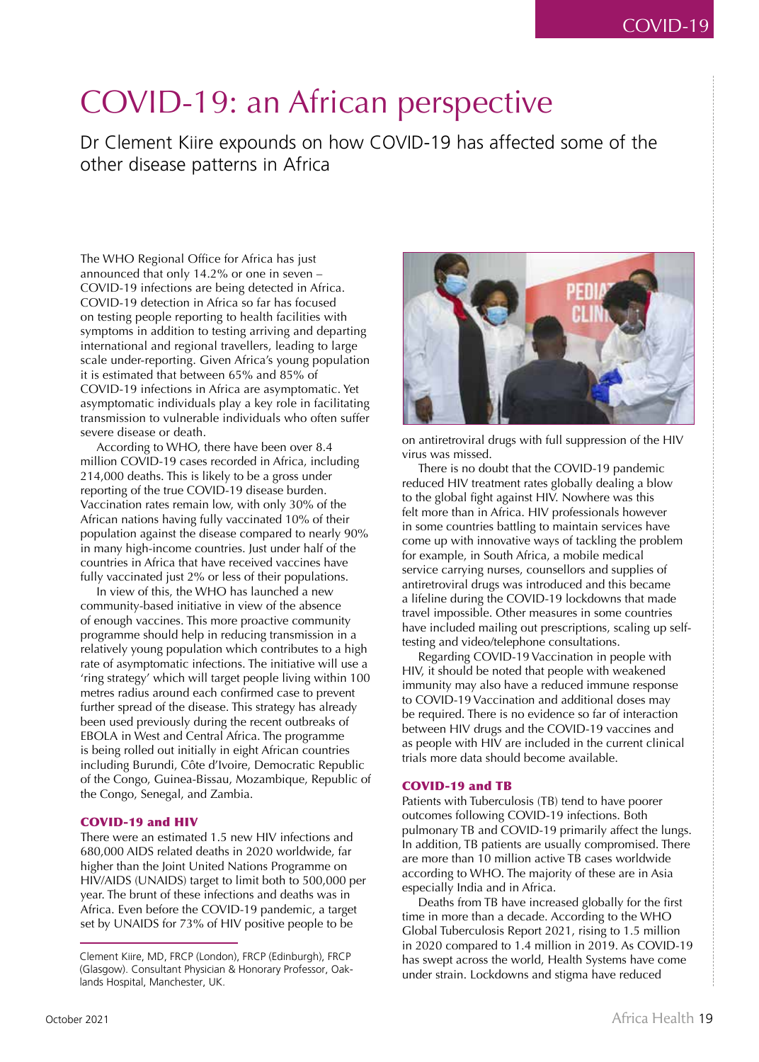# COVID-19: an African perspective

Dr Clement Kiire expounds on how COVID-19 has affected some of the other disease patterns in Africa

The WHO Regional Office for Africa has just announced that only 14.2% or one in seven – COVID-19 infections are being detected in Africa. COVID-19 detection in Africa so far has focused on testing people reporting to health facilities with symptoms in addition to testing arriving and departing international and regional travellers, leading to large scale under-reporting. Given Africa's young population it is estimated that between 65% and 85% of COVID-19 infections in Africa are asymptomatic. Yet asymptomatic individuals play a key role in facilitating transmission to vulnerable individuals who often suffer severe disease or death.

According to WHO, there have been over 8.4 million COVID-19 cases recorded in Africa, including 214,000 deaths. This is likely to be a gross under reporting of the true COVID-19 disease burden. Vaccination rates remain low, with only 30% of the African nations having fully vaccinated 10% of their population against the disease compared to nearly 90% in many high-income countries. Just under half of the countries in Africa that have received vaccines have fully vaccinated just 2% or less of their populations.

In view of this, the WHO has launched a new community-based initiative in view of the absence of enough vaccines. This more proactive community programme should help in reducing transmission in a relatively young population which contributes to a high rate of asymptomatic infections. The initiative will use a 'ring strategy' which will target people living within 100 metres radius around each confirmed case to prevent further spread of the disease. This strategy has already been used previously during the recent outbreaks of EBOLA in West and Central Africa. The programme is being rolled out initially in eight African countries including Burundi, Côte d'Ivoire, Democratic Republic of the Congo, Guinea-Bissau, Mozambique, Republic of the Congo, Senegal, and Zambia.

## COVID-19 and HIV

There were an estimated 1.5 new HIV infections and 680,000 AIDS related deaths in 2020 worldwide, far higher than the Joint United Nations Programme on HIV/AIDS (UNAIDS) target to limit both to 500,000 per year. The brunt of these infections and deaths was in Africa. Even before the COVID-19 pandemic, a target set by UNAIDS for 73% of HIV positive people to be on antiretroviral drugs with full suppression of the HIV virus was missed.

There is no doubt that the COVID-19 pandemic reduced HIV treatment rates globally dealing a blow to the global fight against HIV. Nowhere was this felt more than in Africa. HIV professionals however in some countries battling to maintain services have come up with innovative ways of tackling the problem for example, in South Africa, a mobile medical service carrying nurses, counsellors and supplies of antiretroviral drugs was introduced and this became a lifeline during the COVID-19 lockdowns that made travel impossible. Other measures in some countries have included mailing out prescriptions, scaling up self-testing and video/telephone consultations.

Regarding COVID-19 Vaccination in people with HIV, it should be noted that people with weakened immunity may also have a reduced immune response to COVID-19 Vaccination and additional doses may be required. There is no evidence so far of interaction between HIV drugs and the COVID-19 vaccines and as people with HIV are included in the current clinical trials more data should become available.

## COVID-19 and TB

Patients with Tuberculosis (TB) tend to have poorer outcomes following COVID-19 infections. Both pulmonary TB and COVID-19 primarily affect the lungs. In addition, TB patients are usually compromised. There are more than 10 million active TB cases worldwide according to WHO. The majority of these are in Asia especially India and in Africa.

Deaths from TB have increased globally for the first time in more than a decade. According to the WHO Global Tuberculosis Report 2021, rising to 1.5 million in 2020 compared to 1.4 million in 2019. As COVID-19 has swept across the world, Health Systems have come under strain. Lockdowns and stigma have reduced

---

Clement Kiire, MD, FRCP (London), FRCP (Edinburgh), FRCP (Glasgow). Consultant Physician & Honorary Professor, Oaklands Hospital, Manchester, UK.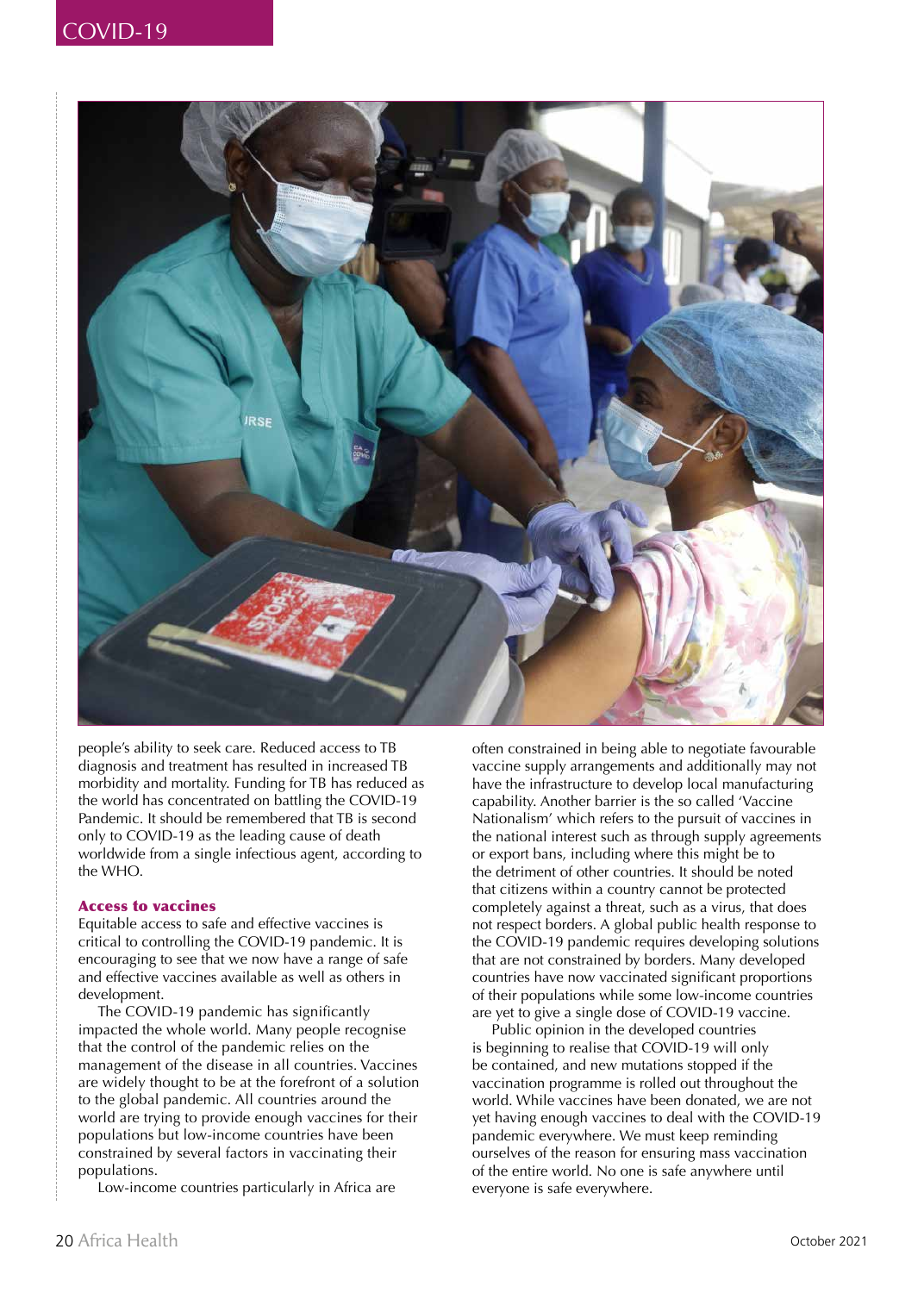people's ability to seek care. Reduced access to TB diagnosis and treatment has resulted in increased TB morbidity and mortality. Funding for TB has reduced as the world has concentrated on battling the COVID-19 Pandemic. It should be remembered that TB is second only to COVID-19 as the leading cause of death worldwide from a single infectious agent, according to the WHO.

### Access to vaccines

Equitable access to safe and effective vaccines is critical to controlling the COVID-19 pandemic. It is encouraging to see that we now have a range of safe and effective vaccines available as well as others in development.

The COVID-19 pandemic has significantly impacted the whole world. Many people recognise that the control of the pandemic relies on the management of the disease in all countries. Vaccines are widely thought to be at the forefront of a solution to the global pandemic. All countries around the world are trying to provide enough vaccines for their populations but low-income countries have been constrained by several factors in vaccinating their populations.

Low-income countries particularly in Africa are often constrained in being able to negotiate favourable vaccine supply arrangements and additionally may not have the infrastructure to develop local manufacturing capability. Another barrier is the so called 'Vaccine Nationalism' which refers to the pursuit of vaccines in the national interest such as through supply agreements or export bans, including where this might be to the detriment of other countries. It should be noted that citizens within a country cannot be protected completely against a threat, such as a virus, that does not respect borders. A global public health response to the COVID-19 pandemic requires developing solutions that are not constrained by borders. Many developed countries have now vaccinated significant proportions of their populations while some low-income countries are yet to give a single dose of COVID-19 vaccine.

Public opinion in the developed countries is beginning to realise that COVID-19 will only be contained, and new mutations stopped if the vaccination programme is rolled out throughout the world. While vaccines have been donated, we are not yet having enough vaccines to deal with the COVID-19 pandemic everywhere. We must keep reminding ourselves of the reason for ensuring mass vaccination of the entire world. No one is safe anywhere until everyone is safe everywhere.